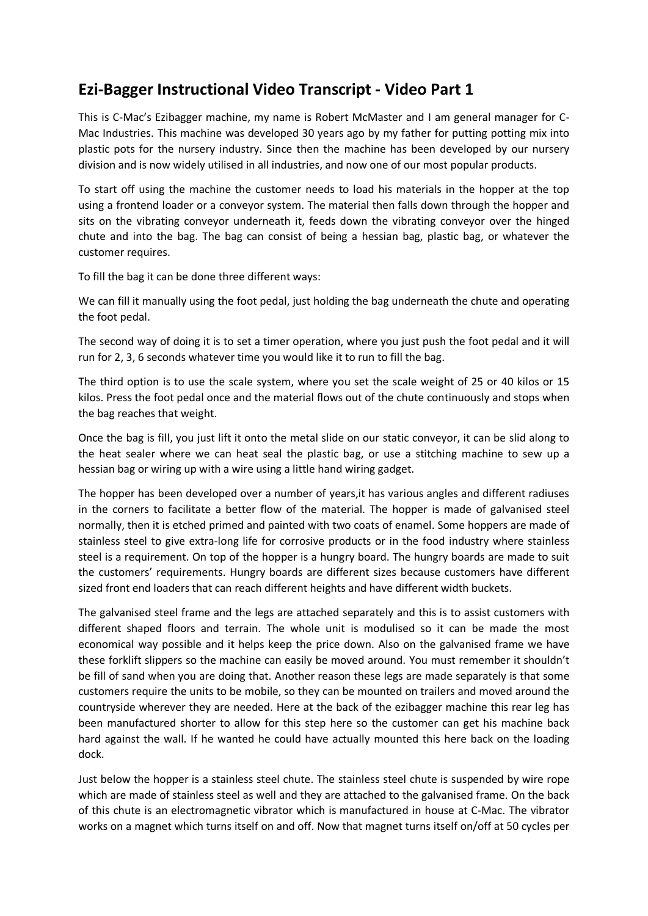## Ezi-Bagger Instructional Video Transcript - Video Part 1

This is C-Mac's Ezibagger machine, my name is Robert McMaster and I am general manager for C-Mac Industries. This machine was developed 30 years ago by my father for putting potting mix into plastic pots for the nursery industry. Since then the machine has been developed by our nursery division and is now widely utilised in all industries, and now one of our most popular products.

To start off using the machine the customer needs to load his materials in the hopper at the top using a frontend loader or a conveyor system. The material then falls down through the hopper and sits on the vibrating conveyor underneath it, feeds down the vibrating conveyor over the hinged chute and into the bag. The bag can consist of being a hessian bag, plastic bag, or whatever the customer requires.

To fill the bag it can be done three different ways:

We can fill it manually using the foot pedal, just holding the bag underneath the chute and operating the foot pedal.

The second way of doing it is to set a timer operation, where you just push the foot pedal and it will run for 2, 3, 6 seconds whatever time you would like it to run to fill the bag.

The third option is to use the scale system, where you set the scale weight of 25 or 40 kilos or 15 kilos. Press the foot pedal once and the material flows out of the chute continuously and stops when the bag reaches that weight.

Once the bag is fill, you just lift it onto the metal slide on our static conveyor, it can be slid along to the heat sealer where we can heat seal the plastic bag, or use a stitching machine to sew up a hessian bag or wiring up with a wire using a little hand wiring gadget.

The hopper has been developed over a number of years,it has various angles and different radiuses in the corners to facilitate a better flow of the material. The hopper is made of galvanised steel normally, then it is etched primed and painted with two coats of enamel. Some hoppers are made of stainless steel to give extra-long life for corrosive products or in the food industry where stainless steel is a requirement. On top of the hopper is a hungry board. The hungry boards are made to suit the customers' requirements. Hungry boards are different sizes because customers have different sized front end loaders that can reach different heights and have different width buckets.

The galvanised steel frame and the legs are attached separately and this is to assist customers with different shaped floors and terrain. The whole unit is modulised so it can be made the most economical way possible and it helps keep the price down. Also on the galvanised frame we have these forklift slippers so the machine can easily be moved around. You must remember it shouldn't be fill of sand when you are doing that. Another reason these legs are made separately is that some customers require the units to be mobile, so they can be mounted on trailers and moved around the countryside wherever they are needed. Here at the back of the ezibagger machine this rear leg has been manufactured shorter to allow for this step here so the customer can get his machine back hard against the wall. If he wanted he could have actually mounted this here back on the loading dock.

Just below the hopper is a stainless steel chute. The stainless steel chute is suspended by wire rope which are made of stainless steel as well and they are attached to the galvanised frame. On the back of this chute is an electromagnetic vibrator which is manufactured in house at C-Mac. The vibrator works on a magnet which turns itself on and off. Now that magnet turns itself on/off at 50 cycles per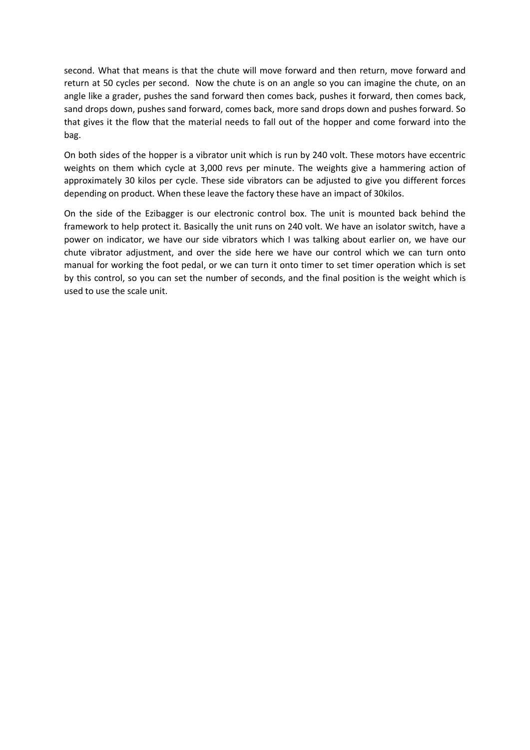second. What that means is that the chute will move forward and then return, move forward and return at 50 cycles per second. Now the chute is on an angle so you can imagine the chute, on an angle like a grader, pushes the sand forward then comes back, pushes it forward, then comes back, sand drops down, pushes sand forward, comes back, more sand drops down and pushes forward. So that gives it the flow that the material needs to fall out of the hopper and come forward into the bag.

On both sides of the hopper is a vibrator unit which is run by 240 volt. These motors have eccentric weights on them which cycle at 3,000 revs per minute. The weights give a hammering action of approximately 30 kilos per cycle. These side vibrators can be adjusted to give you different forces depending on product. When these leave the factory these have an impact of 30kilos.

On the side of the Ezibagger is our electronic control box. The unit is mounted back behind the framework to help protect it. Basically the unit runs on 240 volt. We have an isolator switch, have a power on indicator, we have our side vibrators which I was talking about earlier on, we have our chute vibrator adjustment, and over the side here we have our control which we can turn onto manual for working the foot pedal, or we can turn it onto timer to set timer operation which is set by this control, so you can set the number of seconds, and the final position is the weight which is used to use the scale unit.